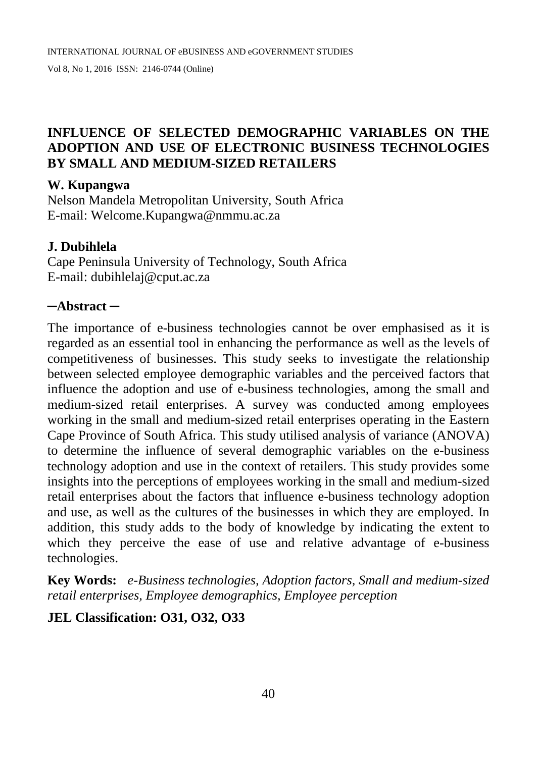# INFLUENCE OF SELECTED DEMOGRAPHIC VARIABLES ON THE ADOPTION AND USE OF ELECTRONIC BUSINESS TECHNOLOGIES BY SMALL AND MEDIUM-SIZED RETAILERS

**W. Kupangwa**
Nelson Mandela Metropolitan University, South Africa
E-mail: Welcome.Kupangwa@nmmu.ac.za

**J. Dubihlela**
Cape Peninsula University of Technology, South Africa
E-mail: dubihlelaj@cput.ac.za

## ─Abstract ─

The importance of e-business technologies cannot be over emphasised as it is regarded as an essential tool in enhancing the performance as well as the levels of competitiveness of businesses. This study seeks to investigate the relationship between selected employee demographic variables and the perceived factors that influence the adoption and use of e-business technologies, among the small and medium-sized retail enterprises. A survey was conducted among employees working in the small and medium-sized retail enterprises operating in the Eastern Cape Province of South Africa. This study utilised analysis of variance (ANOVA) to determine the influence of several demographic variables on the e-business technology adoption and use in the context of retailers. This study provides some insights into the perceptions of employees working in the small and medium-sized retail enterprises about the factors that influence e-business technology adoption and use, as well as the cultures of the businesses in which they are employed. In addition, this study adds to the body of knowledge by indicating the extent to which they perceive the ease of use and relative advantage of e-business technologies.

**Key Words:** *e-Business technologies, Adoption factors, Small and medium-sized retail enterprises, Employee demographics, Employee perception*

**JEL Classification: O31, O32, O33**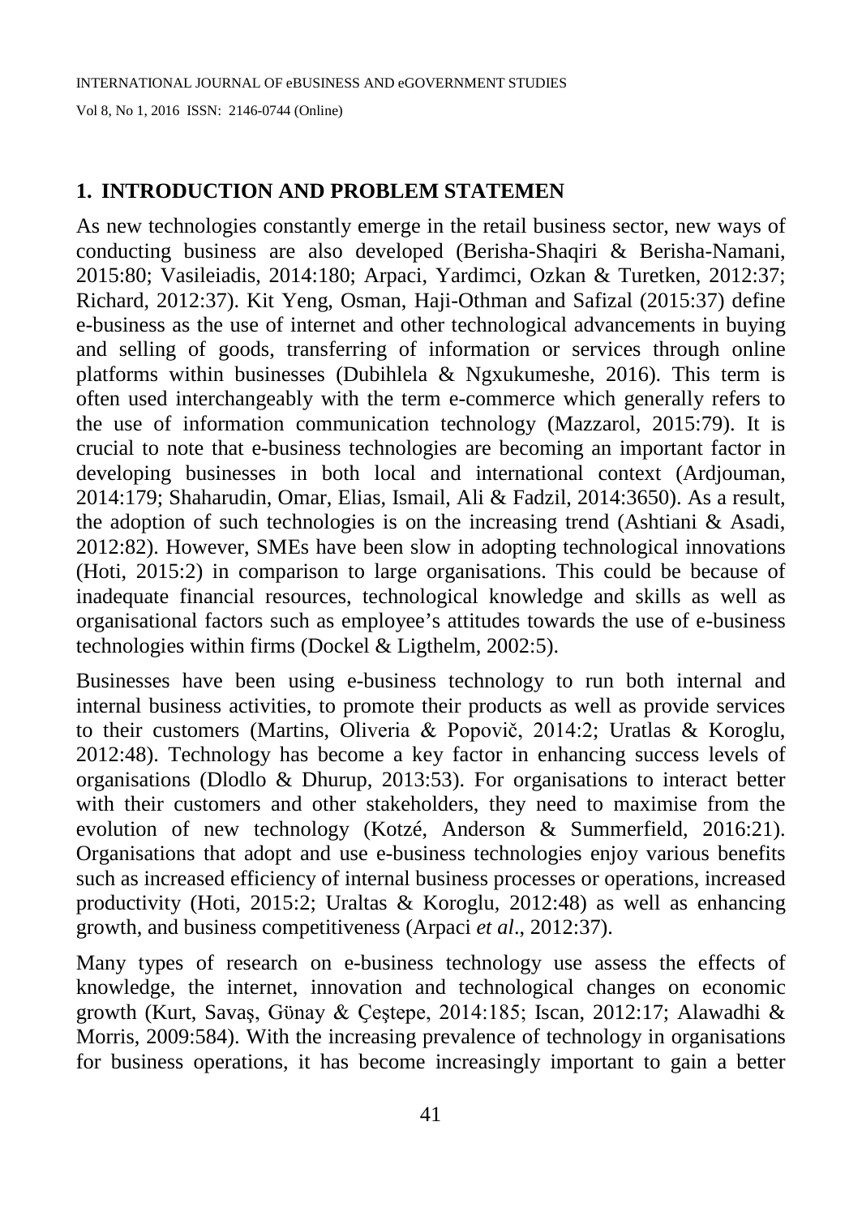## 1. INTRODUCTION AND PROBLEM STATEMEN

As new technologies constantly emerge in the retail business sector, new ways of conducting business are also developed (Berisha-Shaqiri & Berisha-Namani, 2015:80; Vasileiadis, 2014:180; Arpaci, Yardimci, Ozkan & Turetken, 2012:37; Richard, 2012:37). Kit Yeng, Osman, Haji-Othman and Safizal (2015:37) define e-business as the use of internet and other technological advancements in buying and selling of goods, transferring of information or services through online platforms within businesses (Dubihlela & Ngxukumeshe, 2016). This term is often used interchangeably with the term e-commerce which generally refers to the use of information communication technology (Mazzarol, 2015:79). It is crucial to note that e-business technologies are becoming an important factor in developing businesses in both local and international context (Ardjouman, 2014:179; Shaharudin, Omar, Elias, Ismail, Ali & Fadzil, 2014:3650). As a result, the adoption of such technologies is on the increasing trend (Ashtiani & Asadi, 2012:82). However, SMEs have been slow in adopting technological innovations (Hoti, 2015:2) in comparison to large organisations. This could be because of inadequate financial resources, technological knowledge and skills as well as organisational factors such as employee's attitudes towards the use of e-business technologies within firms (Dockel & Ligthelm, 2002:5).

Businesses have been using e-business technology to run both internal and internal business activities, to promote their products as well as provide services to their customers (Martins, Oliveria & Popovič, 2014:2; Uratlas & Koroglu, 2012:48). Technology has become a key factor in enhancing success levels of organisations (Dlodlo & Dhurup, 2013:53). For organisations to interact better with their customers and other stakeholders, they need to maximise from the evolution of new technology (Kotzé, Anderson & Summerfield, 2016:21). Organisations that adopt and use e-business technologies enjoy various benefits such as increased efficiency of internal business processes or operations, increased productivity (Hoti, 2015:2; Uraltas & Koroglu, 2012:48) as well as enhancing growth, and business competitiveness (Arpaci *et al*., 2012:37).

Many types of research on e-business technology use assess the effects of knowledge, the internet, innovation and technological changes on economic growth (Kurt, Savaș, Günay & Çeștepe, 2014:185; Iscan, 2012:17; Alawadhi & Morris, 2009:584). With the increasing prevalence of technology in organisations for business operations, it has become increasingly important to gain a better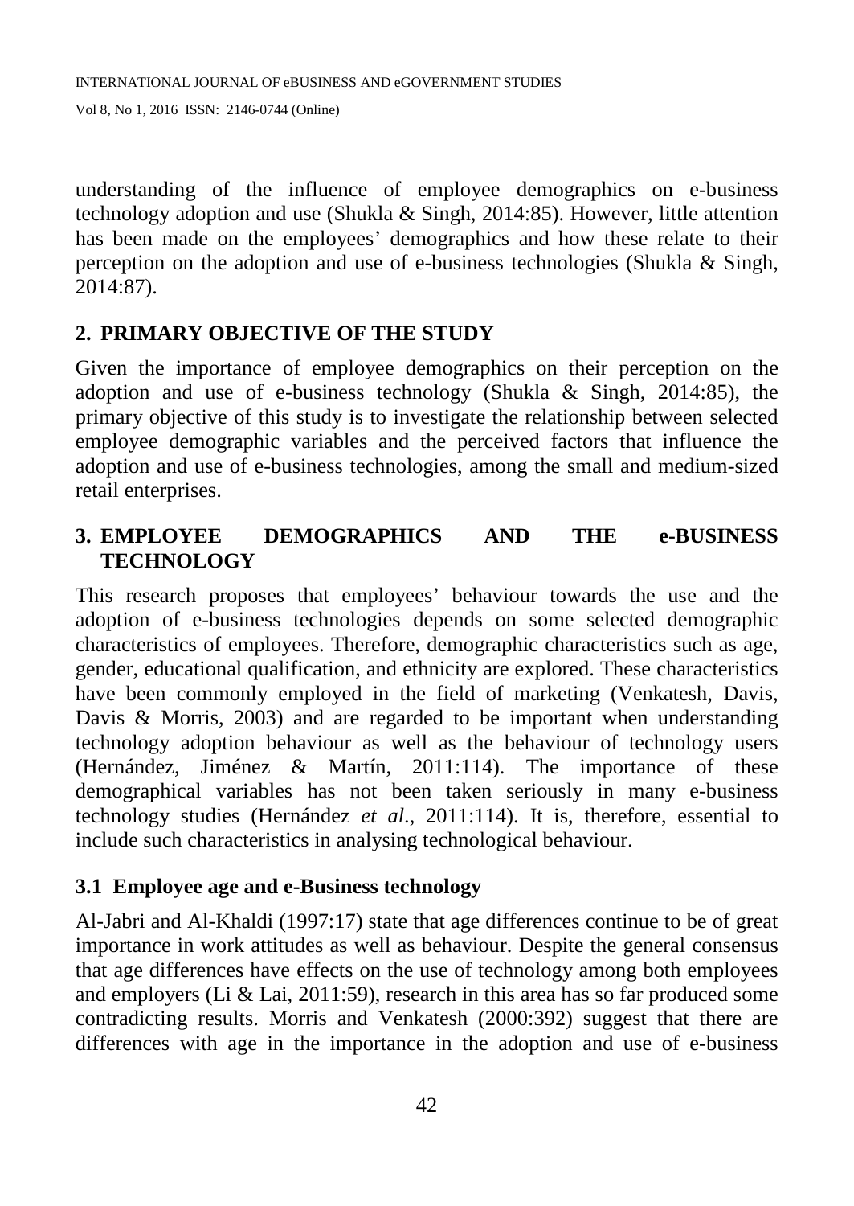understanding of the influence of employee demographics on e-business technology adoption and use (Shukla & Singh, 2014:85). However, little attention has been made on the employees' demographics and how these relate to their perception on the adoption and use of e-business technologies (Shukla & Singh, 2014:87).

## 2. PRIMARY OBJECTIVE OF THE STUDY

Given the importance of employee demographics on their perception on the adoption and use of e-business technology (Shukla & Singh, 2014:85), the primary objective of this study is to investigate the relationship between selected employee demographic variables and the perceived factors that influence the adoption and use of e-business technologies, among the small and medium-sized retail enterprises.

## 3. EMPLOYEE DEMOGRAPHICS AND THE e-BUSINESS TECHNOLOGY

This research proposes that employees' behaviour towards the use and the adoption of e-business technologies depends on some selected demographic characteristics of employees. Therefore, demographic characteristics such as age, gender, educational qualification, and ethnicity are explored. These characteristics have been commonly employed in the field of marketing (Venkatesh, Davis, Davis & Morris, 2003) and are regarded to be important when understanding technology adoption behaviour as well as the behaviour of technology users (Hernández, Jiménez & Martín, 2011:114). The importance of these demographical variables has not been taken seriously in many e-business technology studies (Hernández *et al.*, 2011:114). It is, therefore, essential to include such characteristics in analysing technological behaviour.

### 3.1 Employee age and e-Business technology

Al-Jabri and Al-Khaldi (1997:17) state that age differences continue to be of great importance in work attitudes as well as behaviour. Despite the general consensus that age differences have effects on the use of technology among both employees and employers (Li & Lai, 2011:59), research in this area has so far produced some contradicting results. Morris and Venkatesh (2000:392) suggest that there are differences with age in the importance in the adoption and use of e-business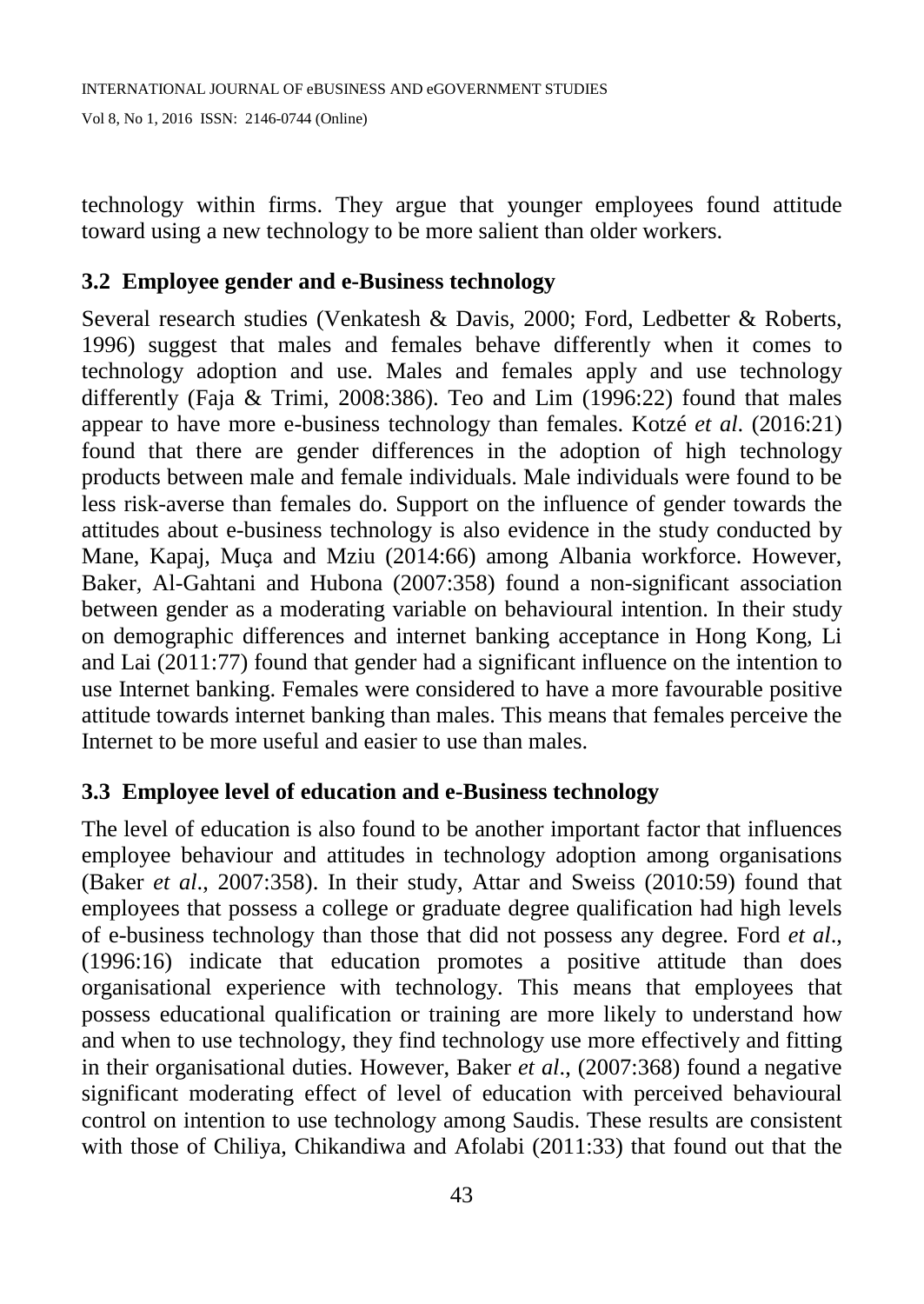technology within firms. They argue that younger employees found attitude toward using a new technology to be more salient than older workers.

### 3.2 Employee gender and e-Business technology

Several research studies (Venkatesh & Davis, 2000; Ford, Ledbetter & Roberts, 1996) suggest that males and females behave differently when it comes to technology adoption and use. Males and females apply and use technology differently (Faja & Trimi, 2008:386). Teo and Lim (1996:22) found that males appear to have more e-business technology than females. Kotzé *et al*. (2016:21) found that there are gender differences in the adoption of high technology products between male and female individuals. Male individuals were found to be less risk-averse than females do. Support on the influence of gender towards the attitudes about e-business technology is also evidence in the study conducted by Mane, Kapaj, Muça and Mziu (2014:66) among Albania workforce. However, Baker, Al-Gahtani and Hubona (2007:358) found a non-significant association between gender as a moderating variable on behavioural intention. In their study on demographic differences and internet banking acceptance in Hong Kong, Li and Lai (2011:77) found that gender had a significant influence on the intention to use Internet banking. Females were considered to have a more favourable positive attitude towards internet banking than males. This means that females perceive the Internet to be more useful and easier to use than males.

### 3.3 Employee level of education and e-Business technology

The level of education is also found to be another important factor that influences employee behaviour and attitudes in technology adoption among organisations (Baker *et al*., 2007:358). In their study, Attar and Sweiss (2010:59) found that employees that possess a college or graduate degree qualification had high levels of e-business technology than those that did not possess any degree. Ford *et al*., (1996:16) indicate that education promotes a positive attitude than does organisational experience with technology. This means that employees that possess educational qualification or training are more likely to understand how and when to use technology, they find technology use more effectively and fitting in their organisational duties. However, Baker *et al*., (2007:368) found a negative significant moderating effect of level of education with perceived behavioural control on intention to use technology among Saudis. These results are consistent with those of Chiliya, Chikandiwa and Afolabi (2011:33) that found out that the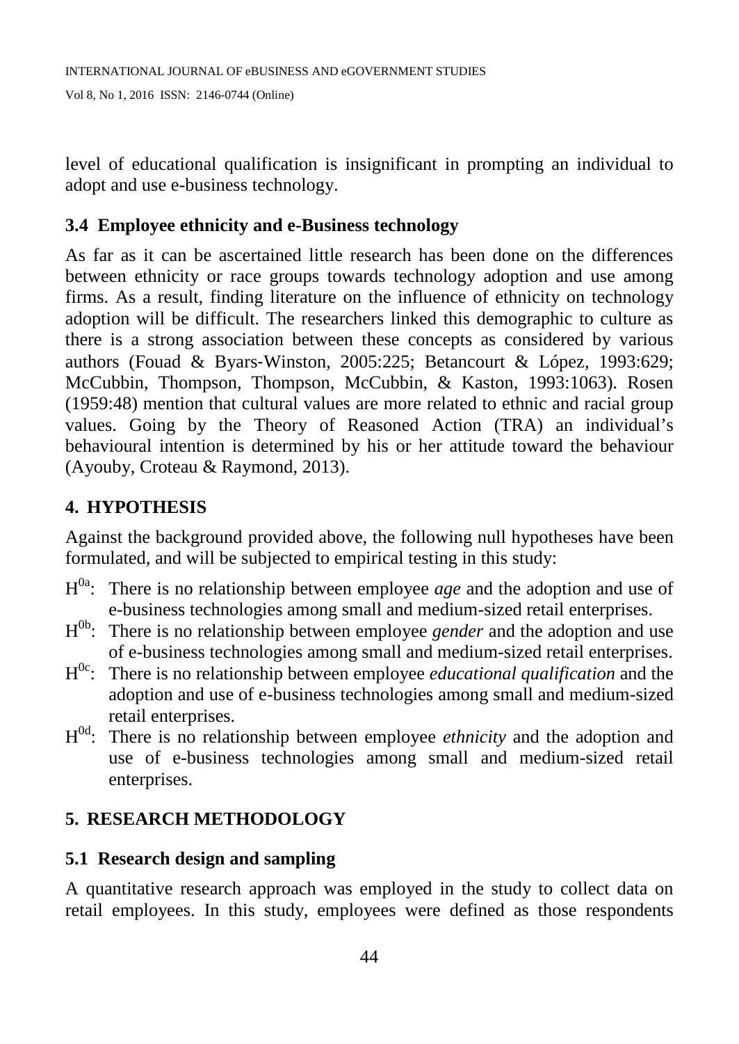level of educational qualification is insignificant in prompting an individual to adopt and use e-business technology.

### 3.4 Employee ethnicity and e-Business technology

As far as it can be ascertained little research has been done on the differences between ethnicity or race groups towards technology adoption and use among firms. As a result, finding literature on the influence of ethnicity on technology adoption will be difficult. The researchers linked this demographic to culture as there is a strong association between these concepts as considered by various authors (Fouad & Byars-Winston, 2005:225; Betancourt & López, 1993:629; McCubbin, Thompson, Thompson, McCubbin, & Kaston, 1993:1063). Rosen (1959:48) mention that cultural values are more related to ethnic and racial group values. Going by the Theory of Reasoned Action (TRA) an individual's behavioural intention is determined by his or her attitude toward the behaviour (Ayouby, Croteau & Raymond, 2013).

## 4. HYPOTHESIS

Against the background provided above, the following null hypotheses have been formulated, and will be subjected to empirical testing in this study:

- $H^{0a}$: There is no relationship between employee *age* and the adoption and use of e-business technologies among small and medium-sized retail enterprises.
- $H^{0b}$: There is no relationship between employee *gender* and the adoption and use of e-business technologies among small and medium-sized retail enterprises.
- $H^{0c}$: There is no relationship between employee *educational qualification* and the adoption and use of e-business technologies among small and medium-sized retail enterprises.
- $H^{0d}$: There is no relationship between employee *ethnicity* and the adoption and use of e-business technologies among small and medium-sized retail enterprises.

## 5. RESEARCH METHODOLOGY

### 5.1 Research design and sampling

A quantitative research approach was employed in the study to collect data on retail employees. In this study, employees were defined as those respondents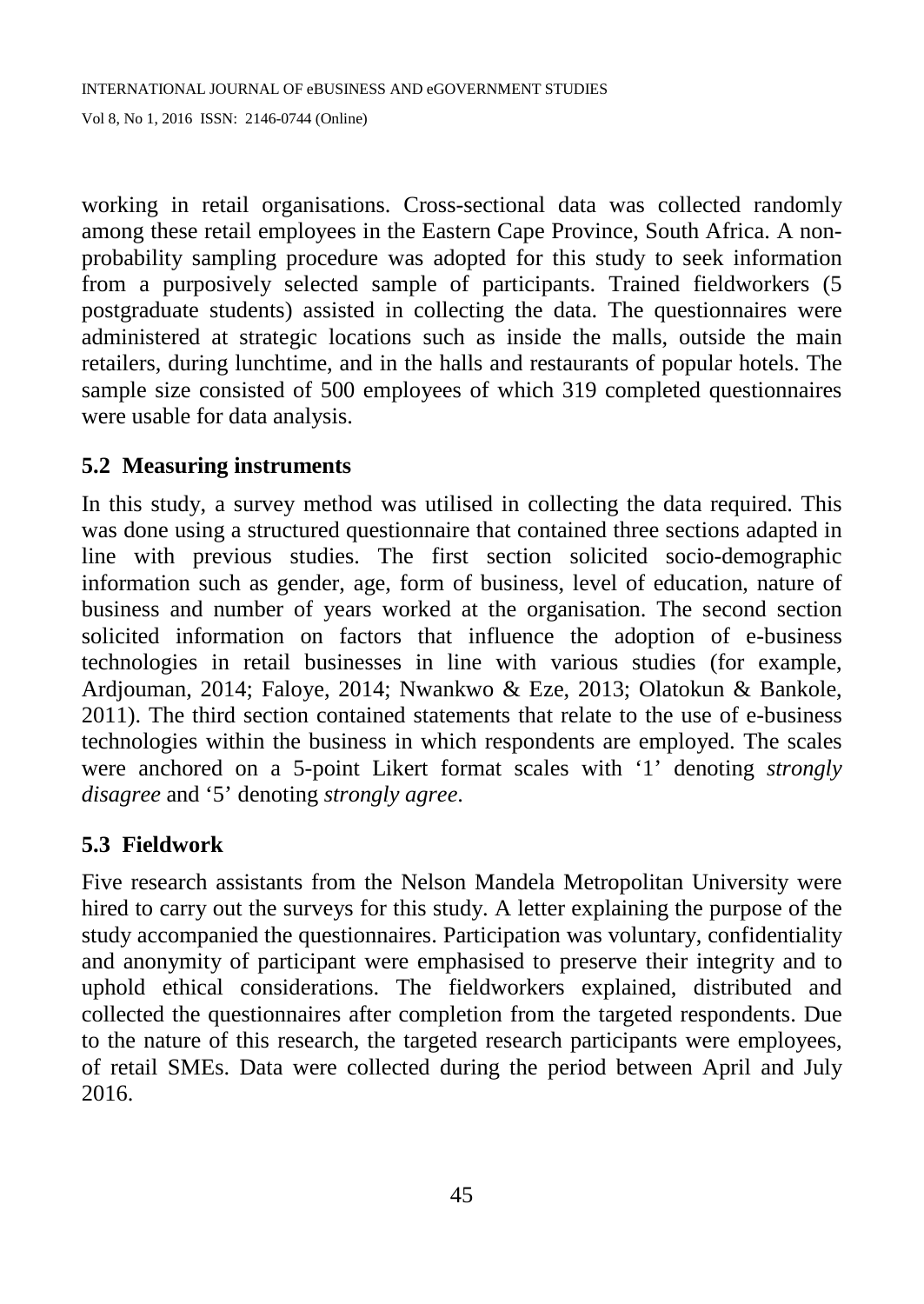working in retail organisations. Cross-sectional data was collected randomly among these retail employees in the Eastern Cape Province, South Africa. A non-probability sampling procedure was adopted for this study to seek information from a purposively selected sample of participants. Trained fieldworkers (5 postgraduate students) assisted in collecting the data. The questionnaires were administered at strategic locations such as inside the malls, outside the main retailers, during lunchtime, and in the halls and restaurants of popular hotels. The sample size consisted of 500 employees of which 319 completed questionnaires were usable for data analysis.

### 5.2 Measuring instruments

In this study, a survey method was utilised in collecting the data required. This was done using a structured questionnaire that contained three sections adapted in line with previous studies. The first section solicited socio-demographic information such as gender, age, form of business, level of education, nature of business and number of years worked at the organisation. The second section solicited information on factors that influence the adoption of e-business technologies in retail businesses in line with various studies (for example, Ardjouman, 2014; Faloye, 2014; Nwankwo & Eze, 2013; Olatokun & Bankole, 2011). The third section contained statements that relate to the use of e-business technologies within the business in which respondents are employed. The scales were anchored on a 5-point Likert format scales with '1' denoting *strongly disagree* and '5' denoting *strongly agree*.

### 5.3 Fieldwork

Five research assistants from the Nelson Mandela Metropolitan University were hired to carry out the surveys for this study. A letter explaining the purpose of the study accompanied the questionnaires. Participation was voluntary, confidentiality and anonymity of participant were emphasised to preserve their integrity and to uphold ethical considerations. The fieldworkers explained, distributed and collected the questionnaires after completion from the targeted respondents. Due to the nature of this research, the targeted research participants were employees, of retail SMEs. Data were collected during the period between April and July 2016.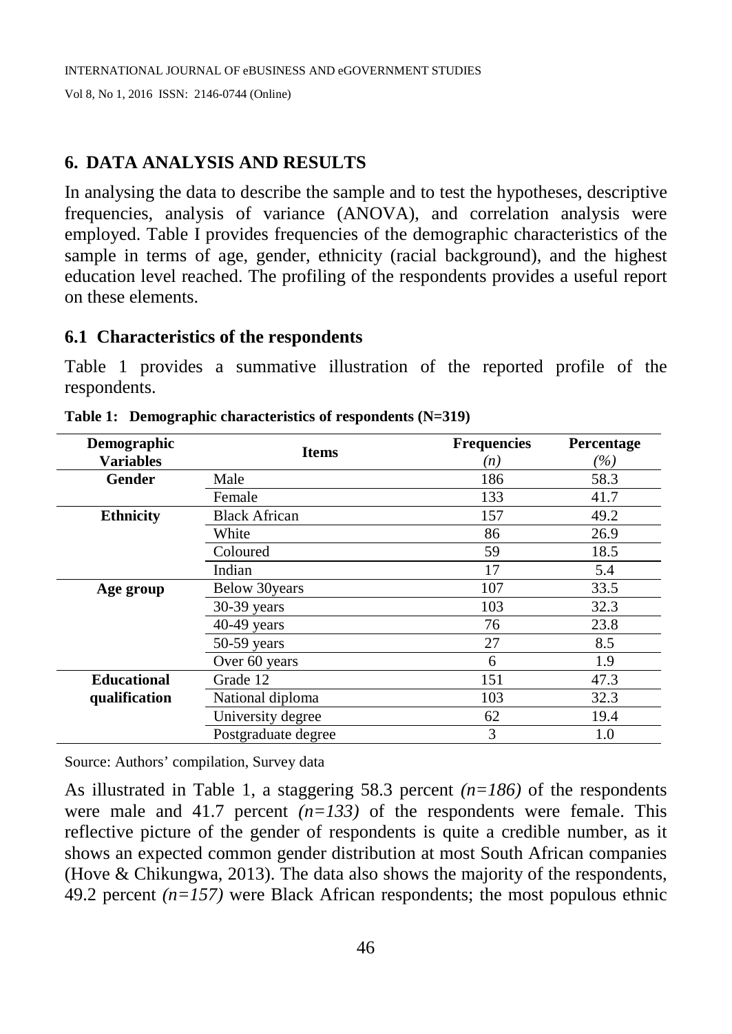## 6. DATA ANALYSIS AND RESULTS

In analysing the data to describe the sample and to test the hypotheses, descriptive frequencies, analysis of variance (ANOVA), and correlation analysis were employed. Table I provides frequencies of the demographic characteristics of the sample in terms of age, gender, ethnicity (racial background), and the highest education level reached. The profiling of the respondents provides a useful report on these elements.

### 6.1 Characteristics of the respondents

Table 1 provides a summative illustration of the reported profile of the respondents.

**Table 1: Demographic characteristics of respondents (N=319)**

| Demographic Variables | Items | Frequencies *(n)* | Percentage *(%)* |
|---|---|---|---|
| **Gender** | Male | 186 | 58.3 |
| | Female | 133 | 41.7 |
| **Ethnicity** | Black African | 157 | 49.2 |
| | White | 86 | 26.9 |
| | Coloured | 59 | 18.5 |
| | Indian | 17 | 5.4 |
| **Age group** | Below 30years | 107 | 33.5 |
| | 30-39 years | 103 | 32.3 |
| | 40-49 years | 76 | 23.8 |
| | 50-59 years | 27 | 8.5 |
| | Over 60 years | 6 | 1.9 |
| **Educational qualification** | Grade 12 | 151 | 47.3 |
| | National diploma | 103 | 32.3 |
| | University degree | 62 | 19.4 |
| | Postgraduate degree | 3 | 1.0 |

Source: Authors' compilation, Survey data

As illustrated in Table 1, a staggering 58.3 percent *(n=186)* of the respondents were male and 41.7 percent *(n=133)* of the respondents were female. This reflective picture of the gender of respondents is quite a credible number, as it shows an expected common gender distribution at most South African companies (Hove & Chikungwa, 2013). The data also shows the majority of the respondents, 49.2 percent *(n=157)* were Black African respondents; the most populous ethnic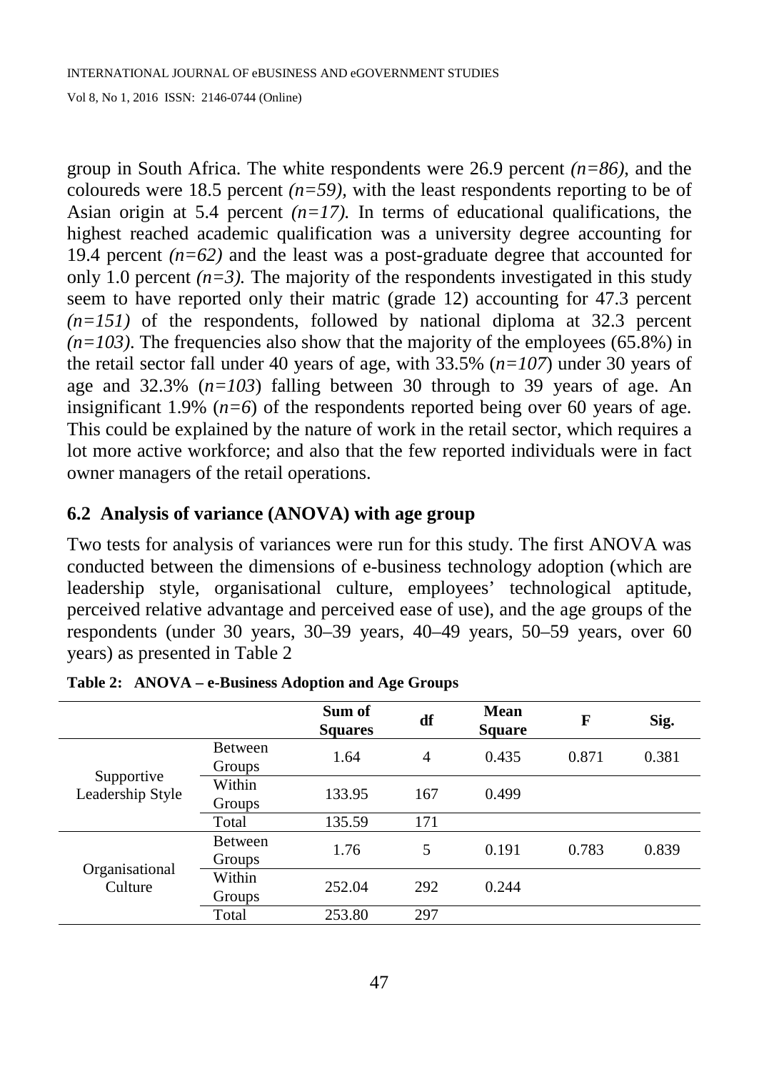group in South Africa. The white respondents were 26.9 percent *(n=86)*, and the coloureds were 18.5 percent *(n=59)*, with the least respondents reporting to be of Asian origin at 5.4 percent *(n=17).* In terms of educational qualifications, the highest reached academic qualification was a university degree accounting for 19.4 percent *(n=62)* and the least was a post-graduate degree that accounted for only 1.0 percent *(n=3).* The majority of the respondents investigated in this study seem to have reported only their matric (grade 12) accounting for 47.3 percent *(n=151)* of the respondents, followed by national diploma at 32.3 percent *(n=103)*. The frequencies also show that the majority of the employees (65.8%) in the retail sector fall under 40 years of age, with 33.5% (*n=107*) under 30 years of age and 32.3% (*n=103*) falling between 30 through to 39 years of age. An insignificant 1.9% (*n=6*) of the respondents reported being over 60 years of age. This could be explained by the nature of work in the retail sector, which requires a lot more active workforce; and also that the few reported individuals were in fact owner managers of the retail operations.

## 6.2 Analysis of variance (ANOVA) with age group

Two tests for analysis of variances were run for this study. The first ANOVA was conducted between the dimensions of e-business technology adoption (which are leadership style, organisational culture, employees' technological aptitude, perceived relative advantage and perceived ease of use), and the age groups of the respondents (under 30 years, 30–39 years, 40–49 years, 50–59 years, over 60 years) as presented in Table 2

**Table 2: ANOVA – e-Business Adoption and Age Groups**

| | | Sum of Squares | df | Mean Square | F | Sig. |
|---|---|---|---|---|---|---|
| Supportive Leadership Style | Between Groups | 1.64 | 4 | 0.435 | 0.871 | 0.381 |
| | Within Groups | 133.95 | 167 | 0.499 | | |
| | Total | 135.59 | 171 | | | |
| Organisational Culture | Between Groups | 1.76 | 5 | 0.191 | 0.783 | 0.839 |
| | Within Groups | 252.04 | 292 | 0.244 | | |
| | Total | 253.80 | 297 | | | |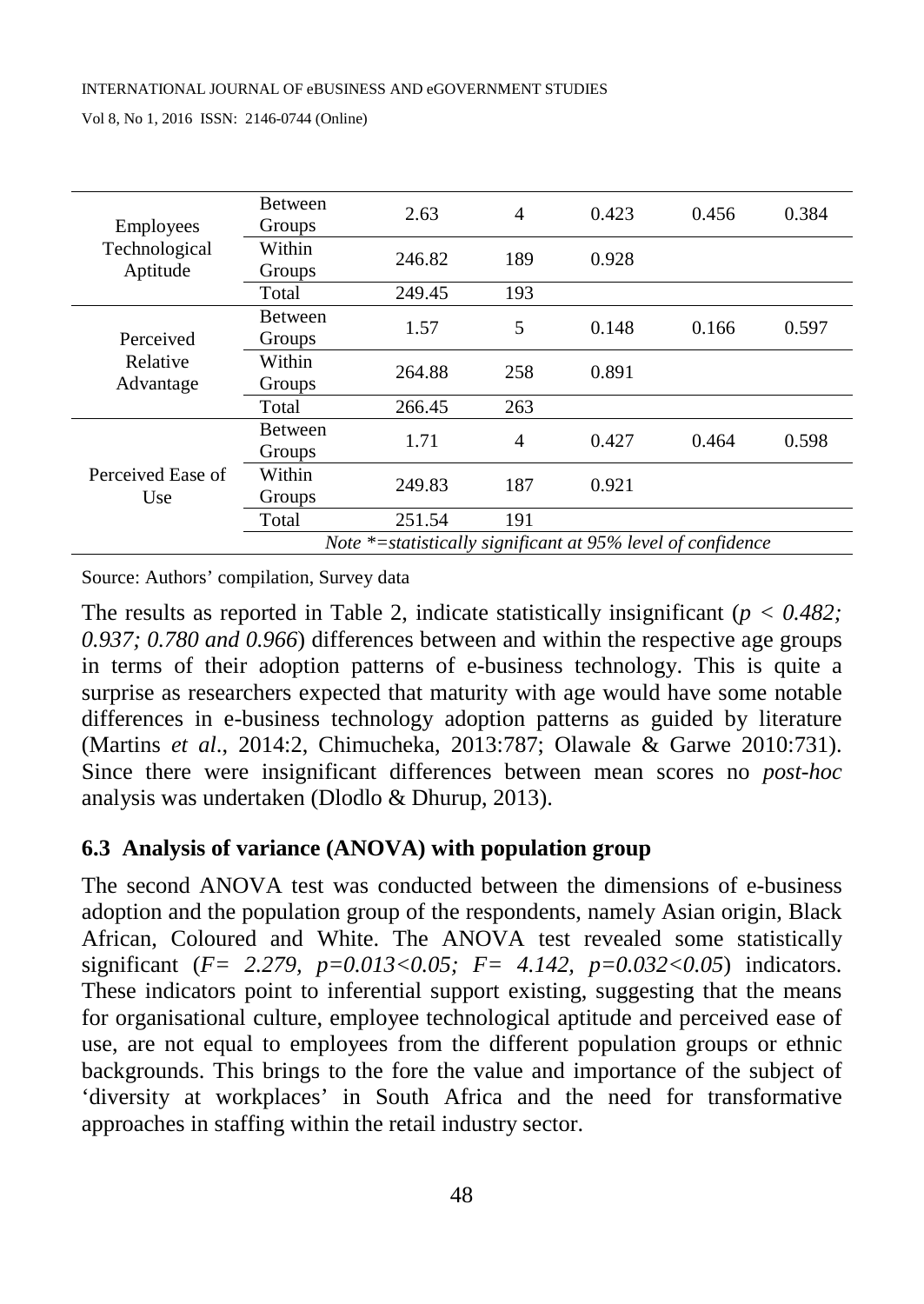| | | | | | | |
|---|---|---|---|---|---|---|
| Employees Technological Aptitude | Between Groups | 2.63 | 4 | 0.423 | 0.456 | 0.384 |
| | Within Groups | 246.82 | 189 | 0.928 | | |
| | Total | 249.45 | 193 | | | |
| Perceived Relative Advantage | Between Groups | 1.57 | 5 | 0.148 | 0.166 | 0.597 |
| | Within Groups | 264.88 | 258 | 0.891 | | |
| | Total | 266.45 | 263 | | | |
| Perceived Ease of Use | Between Groups | 1.71 | 4 | 0.427 | 0.464 | 0.598 |
| | Within Groups | 249.83 | 187 | 0.921 | | |
| | Total | 251.54 | 191 | | | |
| | *Note *=statistically significant at 95% level of confidence* | | | | | |

Source: Authors' compilation, Survey data

The results as reported in Table 2, indicate statistically insignificant (*$p < 0.482$; 0.937; 0.780 and 0.966*) differences between and within the respective age groups in terms of their adoption patterns of e-business technology. This is quite a surprise as researchers expected that maturity with age would have some notable differences in e-business technology adoption patterns as guided by literature (Martins *et al*., 2014:2, Chimucheka, 2013:787; Olawale & Garwe 2010:731). Since there were insignificant differences between mean scores no *post-hoc* analysis was undertaken (Dlodlo & Dhurup, 2013).

## 6.3 Analysis of variance (ANOVA) with population group

The second ANOVA test was conducted between the dimensions of e-business adoption and the population group of the respondents, namely Asian origin, Black African, Coloured and White. The ANOVA test revealed some statistically significant (*$F= 2.279$, $p=0.013<0.05$; $F= 4.142$, $p=0.032<0.05$*) indicators. These indicators point to inferential support existing, suggesting that the means for organisational culture, employee technological aptitude and perceived ease of use, are not equal to employees from the different population groups or ethnic backgrounds. This brings to the fore the value and importance of the subject of 'diversity at workplaces' in South Africa and the need for transformative approaches in staffing within the retail industry sector.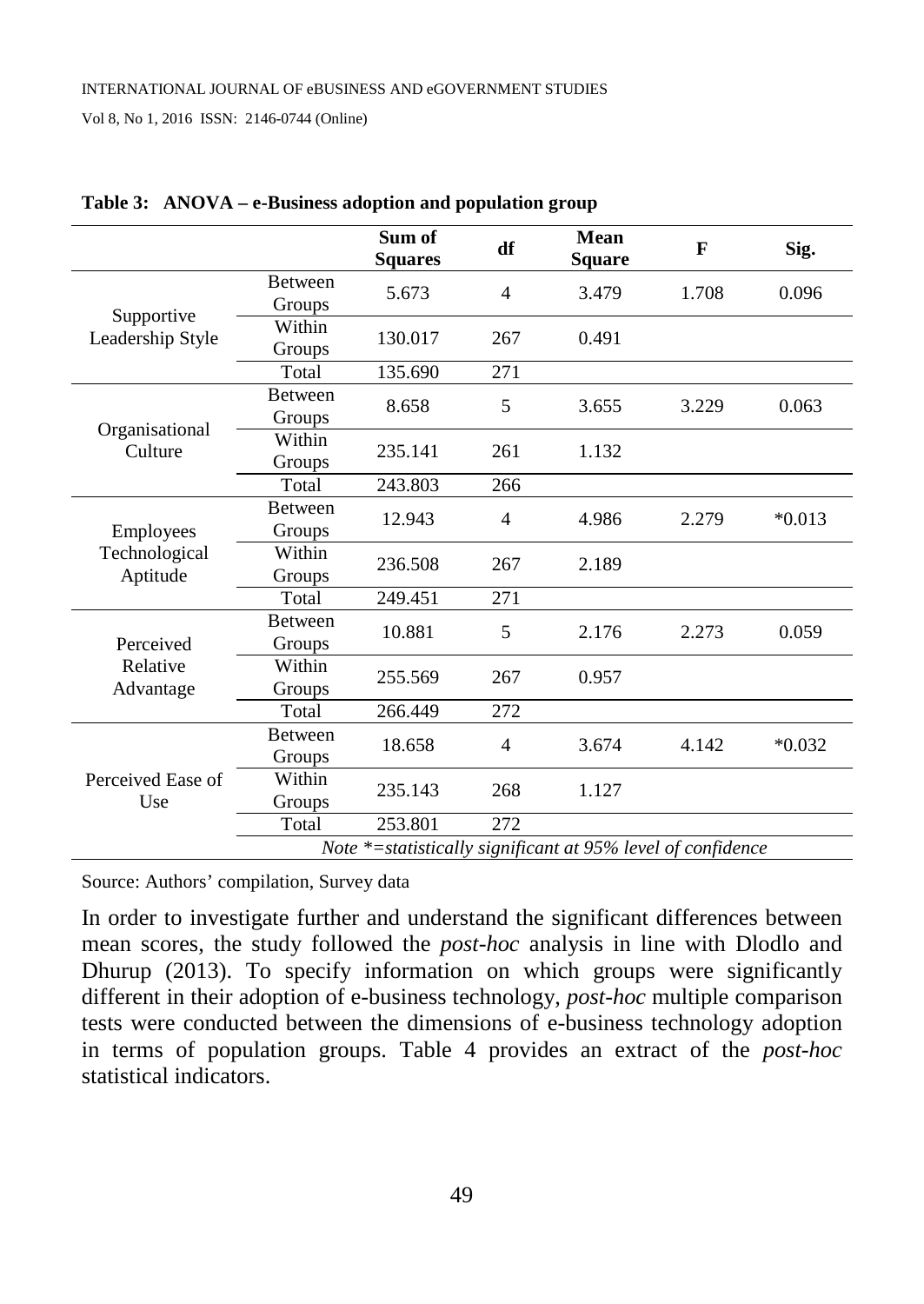**Table 3: ANOVA – e-Business adoption and population group**

| | | Sum of Squares | df | Mean Square | F | Sig. |
|---|---|---|---|---|---|---|
| Supportive Leadership Style | Between Groups | 5.673 | 4 | 3.479 | 1.708 | 0.096 |
| | Within Groups | 130.017 | 267 | 0.491 | | |
| | Total | 135.690 | 271 | | | |
| Organisational Culture | Between Groups | 8.658 | 5 | 3.655 | 3.229 | 0.063 |
| | Within Groups | 235.141 | 261 | 1.132 | | |
| | Total | 243.803 | 266 | | | |
| Employees Technological Aptitude | Between Groups | 12.943 | 4 | 4.986 | 2.279 | *0.013 |
| | Within Groups | 236.508 | 267 | 2.189 | | |
| | Total | 249.451 | 271 | | | |
| Perceived Relative Advantage | Between Groups | 10.881 | 5 | 2.176 | 2.273 | 0.059 |
| | Within Groups | 255.569 | 267 | 0.957 | | |
| | Total | 266.449 | 272 | | | |
| Perceived Ease of Use | Between Groups | 18.658 | 4 | 3.674 | 4.142 | *0.032 |
| | Within Groups | 235.143 | 268 | 1.127 | | |
| | Total | 253.801 | 272 | | | |

*Note *=statistically significant at 95% level of confidence*

Source: Authors' compilation, Survey data

In order to investigate further and understand the significant differences between mean scores, the study followed the *post-hoc* analysis in line with Dlodlo and Dhurup (2013). To specify information on which groups were significantly different in their adoption of e-business technology, *post-hoc* multiple comparison tests were conducted between the dimensions of e-business technology adoption in terms of population groups. Table 4 provides an extract of the *post-hoc* statistical indicators.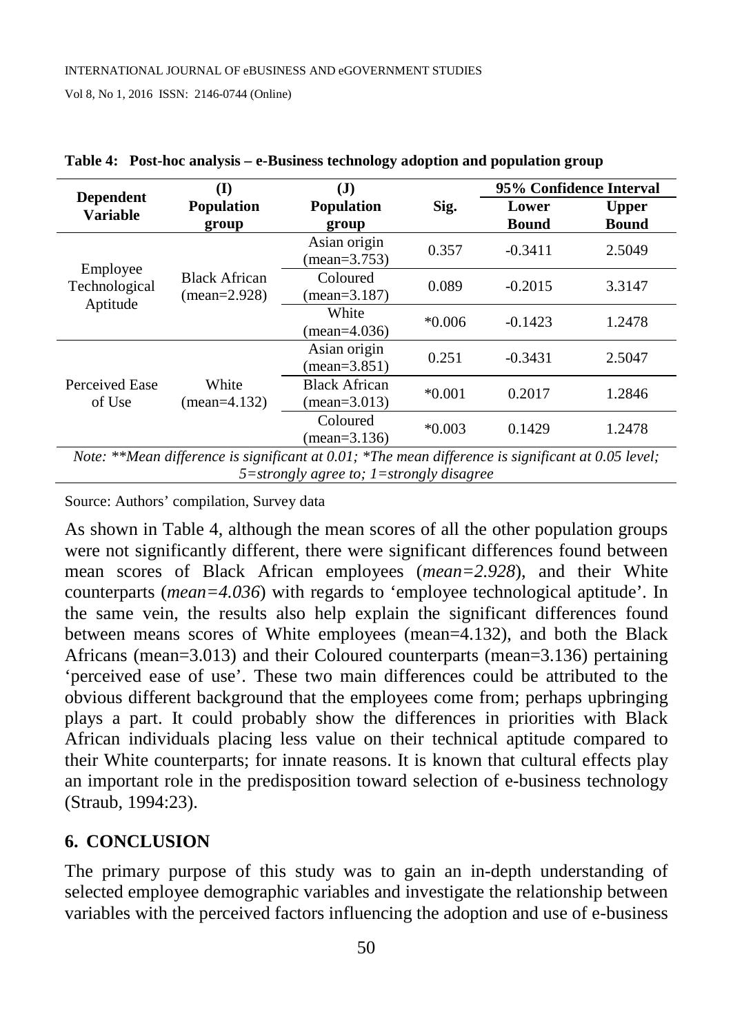**Table 4: Post-hoc analysis – e-Business technology adoption and population group**

| Dependent Variable | (I) Population group | (J) Population group | Sig. | 95% Confidence Interval | |
|---|---|---|---|---|---|
| | | | | Lower Bound | Upper Bound |
| Employee Technological Aptitude | Black African (mean=2.928) | Asian origin (mean=3.753) | 0.357 | -0.3411 | 2.5049 |
| | | Coloured (mean=3.187) | 0.089 | -0.2015 | 3.3147 |
| | | White (mean=4.036) | *0.006 | -0.1423 | 1.2478 |
| Perceived Ease of Use | White (mean=4.132) | Asian origin (mean=3.851) | 0.251 | -0.3431 | 2.5047 |
| | | Black African (mean=3.013) | *0.001 | 0.2017 | 1.2846 |
| | | Coloured (mean=3.136) | *0.003 | 0.1429 | 1.2478 |

*Note: **Mean difference is significant at 0.01; *The mean difference is significant at 0.05 level; 5=strongly agree to; 1=strongly disagree*

Source: Authors' compilation, Survey data

As shown in Table 4, although the mean scores of all the other population groups were not significantly different, there were significant differences found between mean scores of Black African employees (*mean=2.928*), and their White counterparts (*mean=4.036*) with regards to 'employee technological aptitude'. In the same vein, the results also help explain the significant differences found between means scores of White employees (mean=4.132), and both the Black Africans (mean=3.013) and their Coloured counterparts (mean=3.136) pertaining 'perceived ease of use'. These two main differences could be attributed to the obvious different background that the employees come from; perhaps upbringing plays a part. It could probably show the differences in priorities with Black African individuals placing less value on their technical aptitude compared to their White counterparts; for innate reasons. It is known that cultural effects play an important role in the predisposition toward selection of e-business technology (Straub, 1994:23).

## 6. CONCLUSION

The primary purpose of this study was to gain an in-depth understanding of selected employee demographic variables and investigate the relationship between variables with the perceived factors influencing the adoption and use of e-business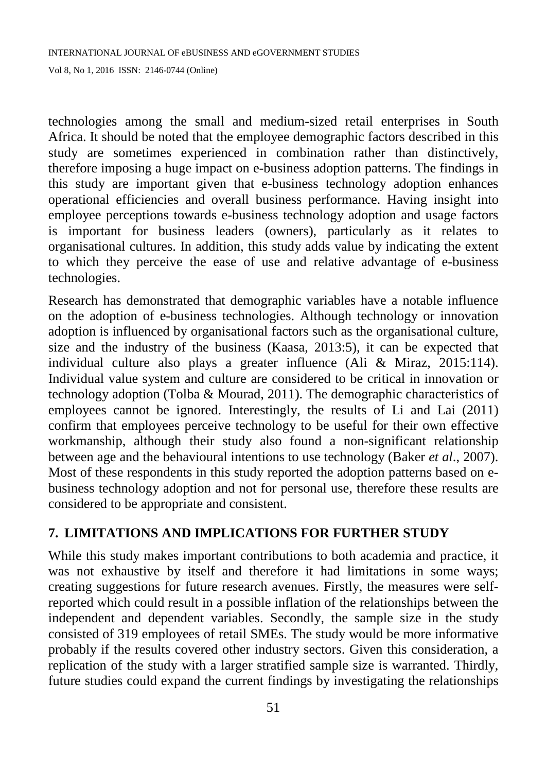technologies among the small and medium-sized retail enterprises in South Africa. It should be noted that the employee demographic factors described in this study are sometimes experienced in combination rather than distinctively, therefore imposing a huge impact on e-business adoption patterns. The findings in this study are important given that e-business technology adoption enhances operational efficiencies and overall business performance. Having insight into employee perceptions towards e-business technology adoption and usage factors is important for business leaders (owners), particularly as it relates to organisational cultures. In addition, this study adds value by indicating the extent to which they perceive the ease of use and relative advantage of e-business technologies.

Research has demonstrated that demographic variables have a notable influence on the adoption of e-business technologies. Although technology or innovation adoption is influenced by organisational factors such as the organisational culture, size and the industry of the business (Kaasa, 2013:5), it can be expected that individual culture also plays a greater influence (Ali & Miraz, 2015:114). Individual value system and culture are considered to be critical in innovation or technology adoption (Tolba & Mourad, 2011). The demographic characteristics of employees cannot be ignored. Interestingly, the results of Li and Lai (2011) confirm that employees perceive technology to be useful for their own effective workmanship, although their study also found a non-significant relationship between age and the behavioural intentions to use technology (Baker *et al*., 2007). Most of these respondents in this study reported the adoption patterns based on e-business technology adoption and not for personal use, therefore these results are considered to be appropriate and consistent.

## 7. LIMITATIONS AND IMPLICATIONS FOR FURTHER STUDY

While this study makes important contributions to both academia and practice, it was not exhaustive by itself and therefore it had limitations in some ways; creating suggestions for future research avenues. Firstly, the measures were self-reported which could result in a possible inflation of the relationships between the independent and dependent variables. Secondly, the sample size in the study consisted of 319 employees of retail SMEs. The study would be more informative probably if the results covered other industry sectors. Given this consideration, a replication of the study with a larger stratified sample size is warranted. Thirdly, future studies could expand the current findings by investigating the relationships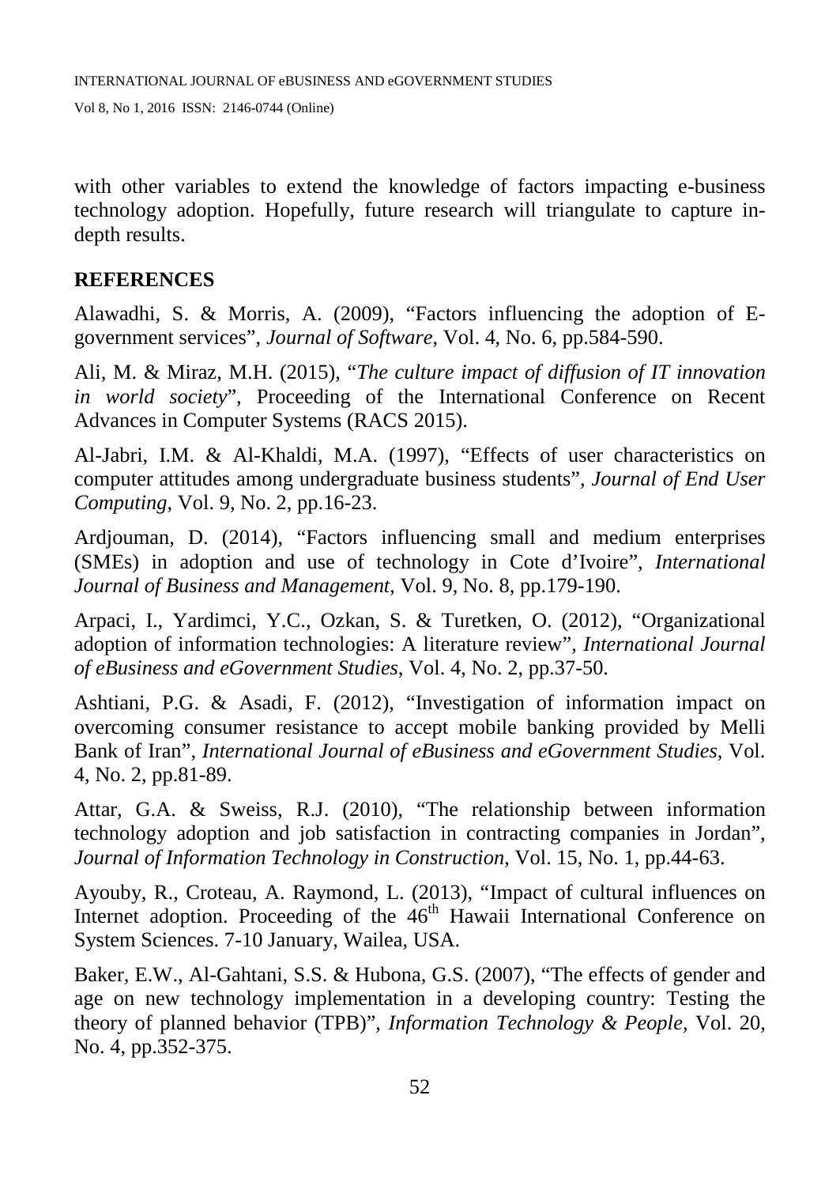with other variables to extend the knowledge of factors impacting e-business technology adoption. Hopefully, future research will triangulate to capture in-depth results.

## REFERENCES

Alawadhi, S. & Morris, A. (2009), "Factors influencing the adoption of E-government services", *Journal of Software*, Vol. 4, No. 6, pp.584-590.

Ali, M. & Miraz, M.H. (2015), "*The culture impact of diffusion of IT innovation in world society*", Proceeding of the International Conference on Recent Advances in Computer Systems (RACS 2015).

Al-Jabri, I.M. & Al-Khaldi, M.A. (1997), "Effects of user characteristics on computer attitudes among undergraduate business students", *Journal of End User Computing*, Vol. 9, No. 2, pp.16-23.

Ardjouman, D. (2014), "Factors influencing small and medium enterprises (SMEs) in adoption and use of technology in Cote d'Ivoire", *International Journal of Business and Management*, Vol. 9, No. 8, pp.179-190.

Arpaci, I., Yardimci, Y.C., Ozkan, S. & Turetken, O. (2012), "Organizational adoption of information technologies: A literature review", *International Journal of eBusiness and eGovernment Studies*, Vol. 4, No. 2, pp.37-50.

Ashtiani, P.G. & Asadi, F. (2012), "Investigation of information impact on overcoming consumer resistance to accept mobile banking provided by Melli Bank of Iran", *International Journal of eBusiness and eGovernment Studies*, Vol. 4, No. 2, pp.81-89.

Attar, G.A. & Sweiss, R.J. (2010), "The relationship between information technology adoption and job satisfaction in contracting companies in Jordan", *Journal of Information Technology in Construction*, Vol. 15, No. 1, pp.44-63.

Ayouby, R., Croteau, A. Raymond, L. (2013), "Impact of cultural influences on Internet adoption. Proceeding of the 46th Hawaii International Conference on System Sciences. 7-10 January, Wailea, USA.

Baker, E.W., Al-Gahtani, S.S. & Hubona, G.S. (2007), "The effects of gender and age on new technology implementation in a developing country: Testing the theory of planned behavior (TPB)", *Information Technology & People*, Vol. 20, No. 4, pp.352-375.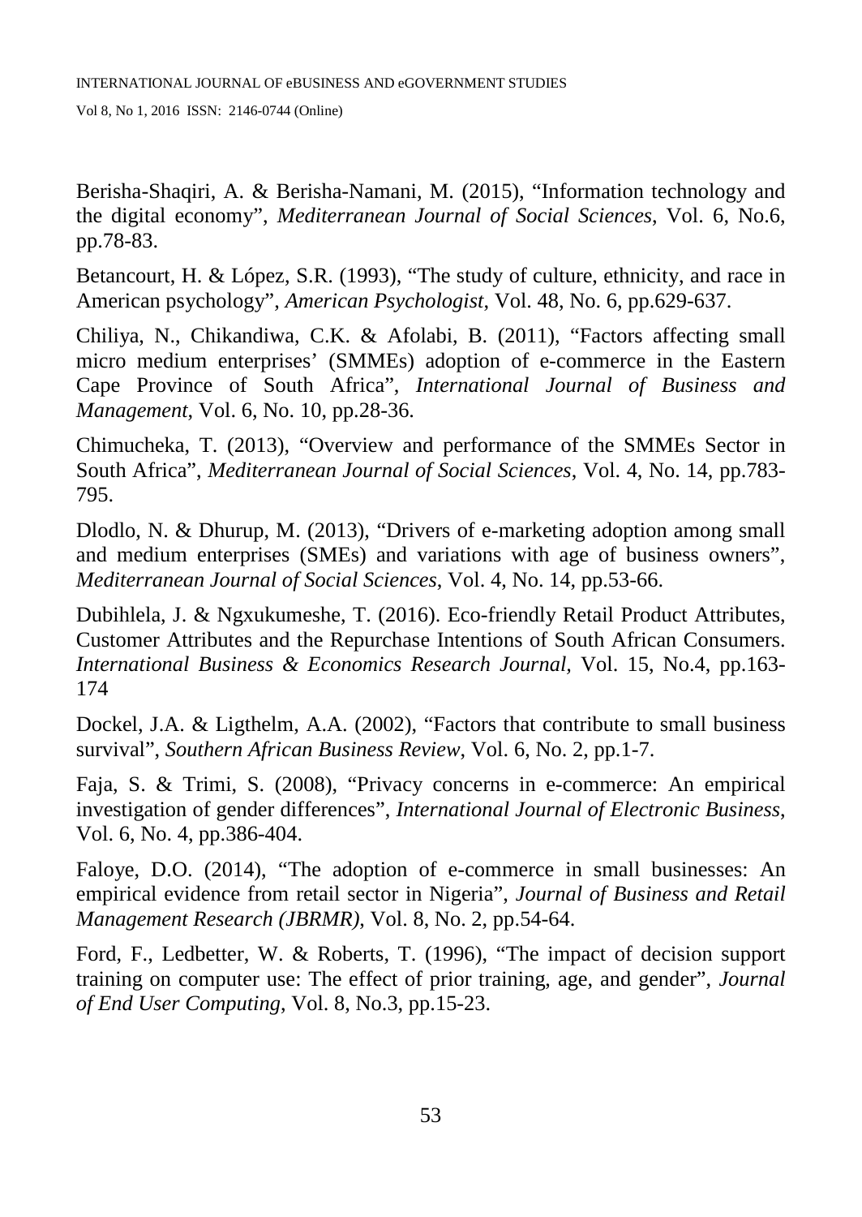Berisha-Shaqiri, A. & Berisha-Namani, M. (2015), “Information technology and the digital economy”, *Mediterranean Journal of Social Sciences*, Vol. 6, No.6, pp.78-83.

Betancourt, H. & López, S.R. (1993), “The study of culture, ethnicity, and race in American psychology”, *American Psychologist*, Vol. 48, No. 6, pp.629-637.

Chiliya, N., Chikandiwa, C.K. & Afolabi, B. (2011), “Factors affecting small micro medium enterprises’ (SMMEs) adoption of e-commerce in the Eastern Cape Province of South Africa”, *International Journal of Business and Management*, Vol. 6, No. 10, pp.28-36.

Chimucheka, T. (2013), “Overview and performance of the SMMEs Sector in South Africa”, *Mediterranean Journal of Social Sciences*, Vol. 4, No. 14, pp.783-795.

Dlodlo, N. & Dhurup, M. (2013), “Drivers of e-marketing adoption among small and medium enterprises (SMEs) and variations with age of business owners”, *Mediterranean Journal of Social Sciences*, Vol. 4, No. 14, pp.53-66.

Dubihlela, J. & Ngxukumeshe, T. (2016). Eco-friendly Retail Product Attributes, Customer Attributes and the Repurchase Intentions of South African Consumers. *International Business & Economics Research Journal*, Vol. 15, No.4, pp.163-174

Dockel, J.A. & Ligthelm, A.A. (2002), “Factors that contribute to small business survival”, *Southern African Business Review*, Vol. 6, No. 2, pp.1-7.

Faja, S. & Trimi, S. (2008), “Privacy concerns in e-commerce: An empirical investigation of gender differences”, *International Journal of Electronic Business*, Vol. 6, No. 4, pp.386-404.

Faloye, D.O. (2014), “The adoption of e-commerce in small businesses: An empirical evidence from retail sector in Nigeria”, *Journal of Business and Retail Management Research (JBRMR)*, Vol. 8, No. 2, pp.54-64.

Ford, F., Ledbetter, W. & Roberts, T. (1996), “The impact of decision support training on computer use: The effect of prior training, age, and gender”, *Journal of End User Computing*, Vol. 8, No.3, pp.15-23.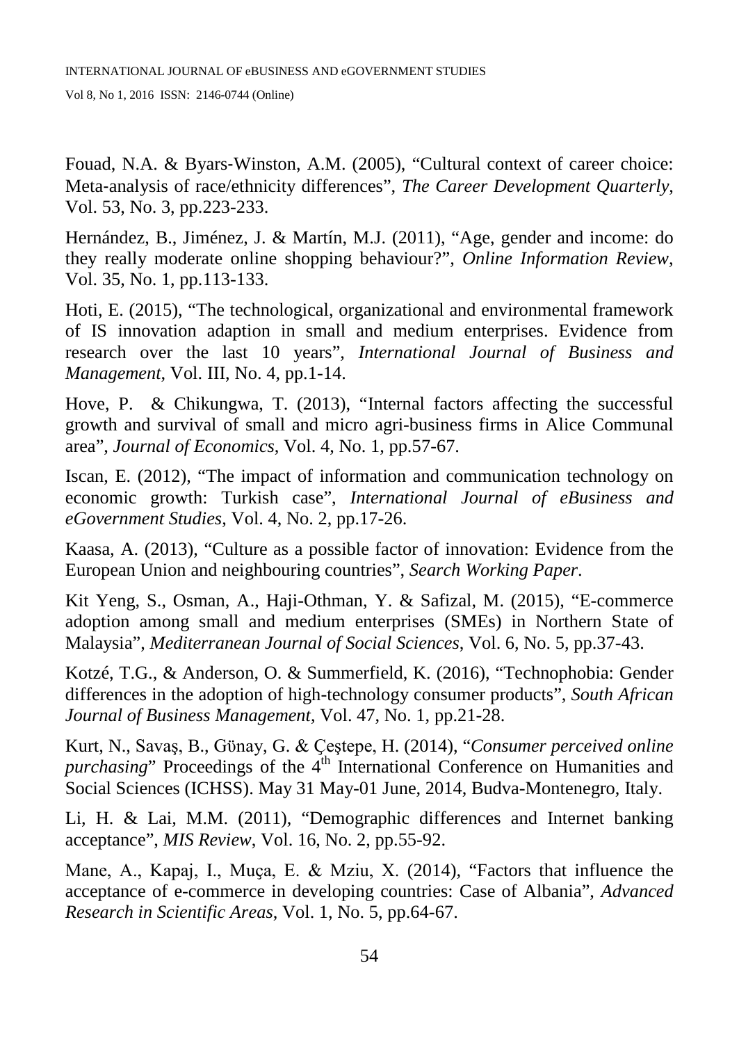Fouad, N.A. & Byars-Winston, A.M. (2005), "Cultural context of career choice: Meta-analysis of race/ethnicity differences", *The Career Development Quarterly*, Vol. 53, No. 3, pp.223-233.

Hernández, B., Jiménez, J. & Martín, M.J. (2011), "Age, gender and income: do they really moderate online shopping behaviour?", *Online Information Review*, Vol. 35, No. 1, pp.113-133.

Hoti, E. (2015), "The technological, organizational and environmental framework of IS innovation adaption in small and medium enterprises. Evidence from research over the last 10 years", *International Journal of Business and Management*, Vol. III, No. 4, pp.1-14.

Hove, P. & Chikungwa, T. (2013), "Internal factors affecting the successful growth and survival of small and micro agri-business firms in Alice Communal area", *Journal of Economics*, Vol. 4, No. 1, pp.57-67.

Iscan, E. (2012), "The impact of information and communication technology on economic growth: Turkish case", *International Journal of eBusiness and eGovernment Studies*, Vol. 4, No. 2, pp.17-26.

Kaasa, A. (2013), "Culture as a possible factor of innovation: Evidence from the European Union and neighbouring countries", *Search Working Paper*.

Kit Yeng, S., Osman, A., Haji-Othman, Y. & Safizal, M. (2015), "E-commerce adoption among small and medium enterprises (SMEs) in Northern State of Malaysia", *Mediterranean Journal of Social Sciences*, Vol. 6, No. 5, pp.37-43.

Kotzé, T.G., & Anderson, O. & Summerfield, K. (2016), "Technophobia: Gender differences in the adoption of high-technology consumer products", *South African Journal of Business Management*, Vol. 47, No. 1, pp.21-28.

Kurt, N., Savaş, B., Günay, G. & Çeştepe, H. (2014), "*Consumer perceived online purchasing*" Proceedings of the 4th International Conference on Humanities and Social Sciences (ICHSS). May 31 May-01 June, 2014, Budva-Montenegro, Italy.

Li, H. & Lai, M.M. (2011), "Demographic differences and Internet banking acceptance", *MIS Review*, Vol. 16, No. 2, pp.55-92.

Mane, A., Kapaj, I., Muça, E. & Mziu, X. (2014), "Factors that influence the acceptance of e-commerce in developing countries: Case of Albania", *Advanced Research in Scientific Areas*, Vol. 1, No. 5, pp.64-67.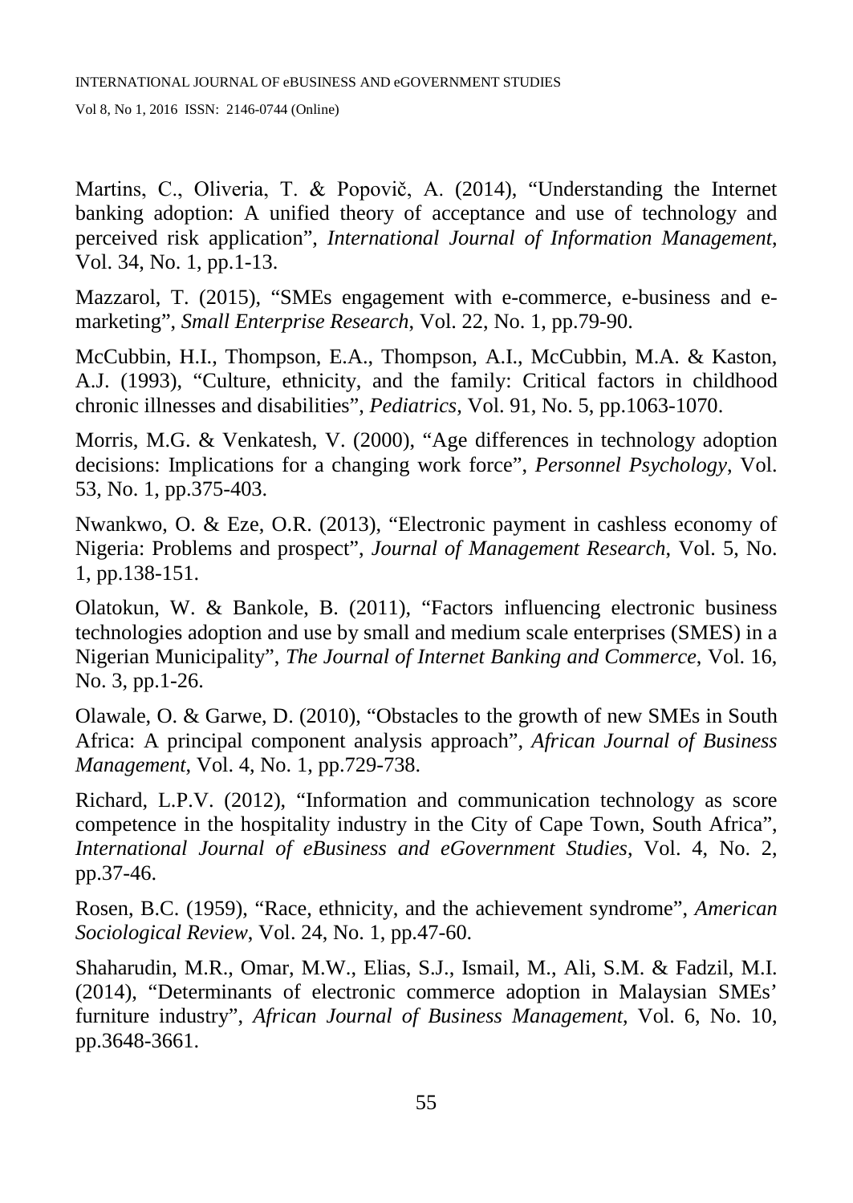Martins, C., Oliveria, T. & Popovič, A. (2014), "Understanding the Internet banking adoption: A unified theory of acceptance and use of technology and perceived risk application", *International Journal of Information Management*, Vol. 34, No. 1, pp.1-13.

Mazzarol, T. (2015), "SMEs engagement with e-commerce, e-business and e-marketing", *Small Enterprise Research*, Vol. 22, No. 1, pp.79-90.

McCubbin, H.I., Thompson, E.A., Thompson, A.I., McCubbin, M.A. & Kaston, A.J. (1993), "Culture, ethnicity, and the family: Critical factors in childhood chronic illnesses and disabilities", *Pediatrics*, Vol. 91, No. 5, pp.1063-1070.

Morris, M.G. & Venkatesh, V. (2000), "Age differences in technology adoption decisions: Implications for a changing work force", *Personnel Psychology*, Vol. 53, No. 1, pp.375-403.

Nwankwo, O. & Eze, O.R. (2013), "Electronic payment in cashless economy of Nigeria: Problems and prospect", *Journal of Management Research*, Vol. 5, No. 1, pp.138-151.

Olatokun, W. & Bankole, B. (2011), "Factors influencing electronic business technologies adoption and use by small and medium scale enterprises (SMES) in a Nigerian Municipality", *The Journal of Internet Banking and Commerce*, Vol. 16, No. 3, pp.1-26.

Olawale, O. & Garwe, D. (2010), "Obstacles to the growth of new SMEs in South Africa: A principal component analysis approach", *African Journal of Business Management*, Vol. 4, No. 1, pp.729-738.

Richard, L.P.V. (2012), "Information and communication technology as score competence in the hospitality industry in the City of Cape Town, South Africa", *International Journal of eBusiness and eGovernment Studies*, Vol. 4, No. 2, pp.37-46.

Rosen, B.C. (1959), "Race, ethnicity, and the achievement syndrome", *American Sociological Review*, Vol. 24, No. 1, pp.47-60.

Shaharudin, M.R., Omar, M.W., Elias, S.J., Ismail, M., Ali, S.M. & Fadzil, M.I. (2014), "Determinants of electronic commerce adoption in Malaysian SMEs' furniture industry", *African Journal of Business Management*, Vol. 6, No. 10, pp.3648-3661.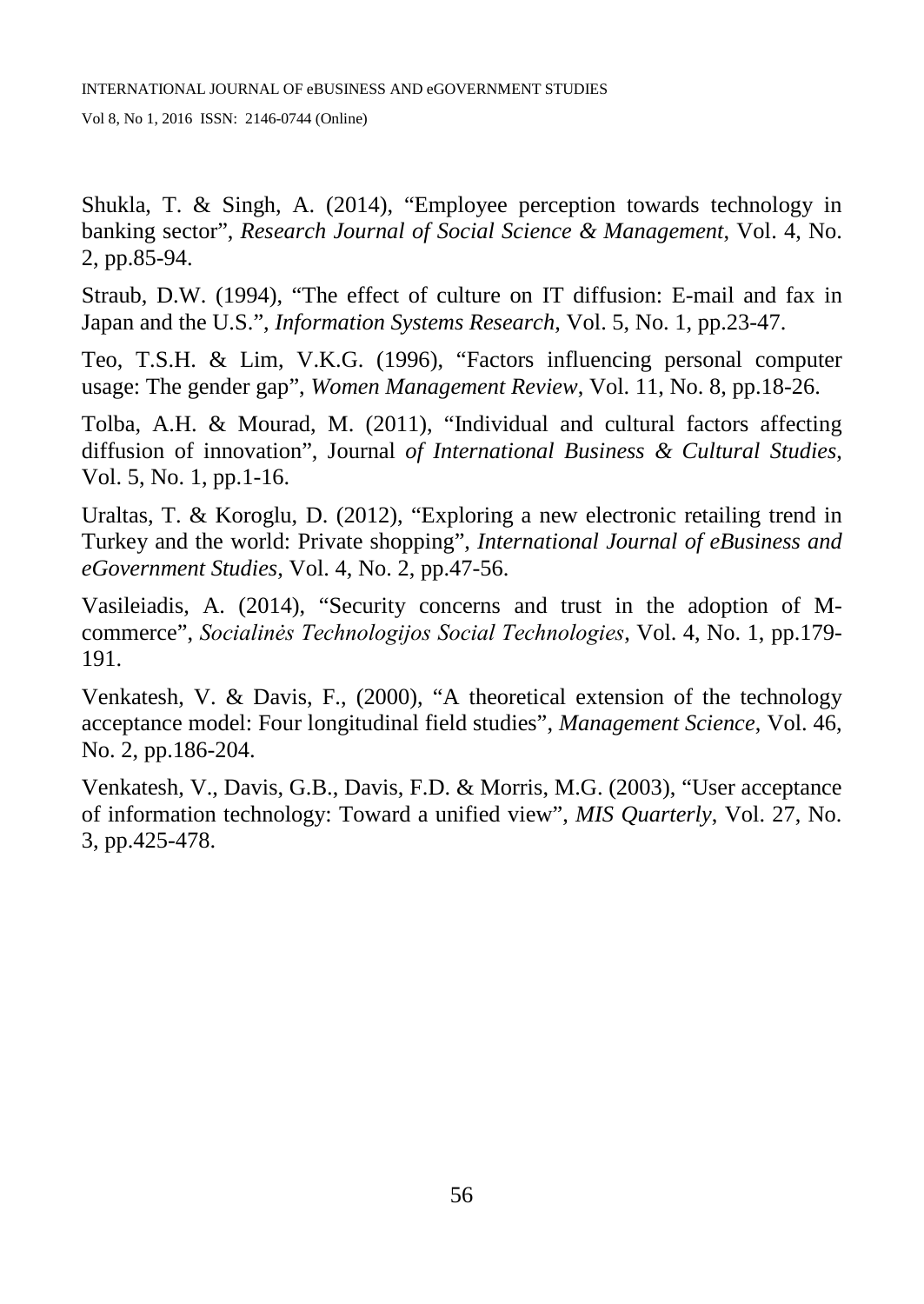Shukla, T. & Singh, A. (2014), "Employee perception towards technology in banking sector", *Research Journal of Social Science & Management*, Vol. 4, No. 2, pp.85-94.

Straub, D.W. (1994), "The effect of culture on IT diffusion: E-mail and fax in Japan and the U.S.", *Information Systems Research*, Vol. 5, No. 1, pp.23-47.

Teo, T.S.H. & Lim, V.K.G. (1996), "Factors influencing personal computer usage: The gender gap", *Women Management Review*, Vol. 11, No. 8, pp.18-26.

Tolba, A.H. & Mourad, M. (2011), "Individual and cultural factors affecting diffusion of innovation", Journal *of International Business & Cultural Studies*, Vol. 5, No. 1, pp.1-16.

Uraltas, T. & Koroglu, D. (2012), "Exploring a new electronic retailing trend in Turkey and the world: Private shopping", *International Journal of eBusiness and eGovernment Studies*, Vol. 4, No. 2, pp.47-56.

Vasileiadis, A. (2014), "Security concerns and trust in the adoption of M-commerce", *Socialinės Technologijos Social Technologies*, Vol. 4, No. 1, pp.179-191.

Venkatesh, V. & Davis, F., (2000), "A theoretical extension of the technology acceptance model: Four longitudinal field studies", *Management Science*, Vol. 46, No. 2, pp.186-204.

Venkatesh, V., Davis, G.B., Davis, F.D. & Morris, M.G. (2003), "User acceptance of information technology: Toward a unified view", *MIS Quarterly*, Vol. 27, No. 3, pp.425-478.